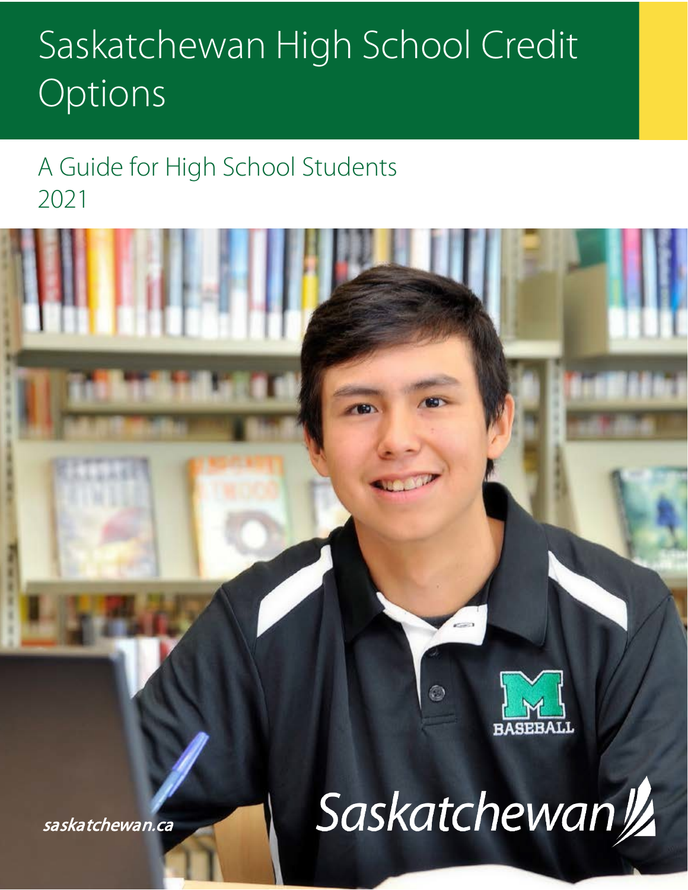# Saskatchewan High School Credit Options

## A Guide for High School Students 2021

saskatchewan.ca

Saskatchewan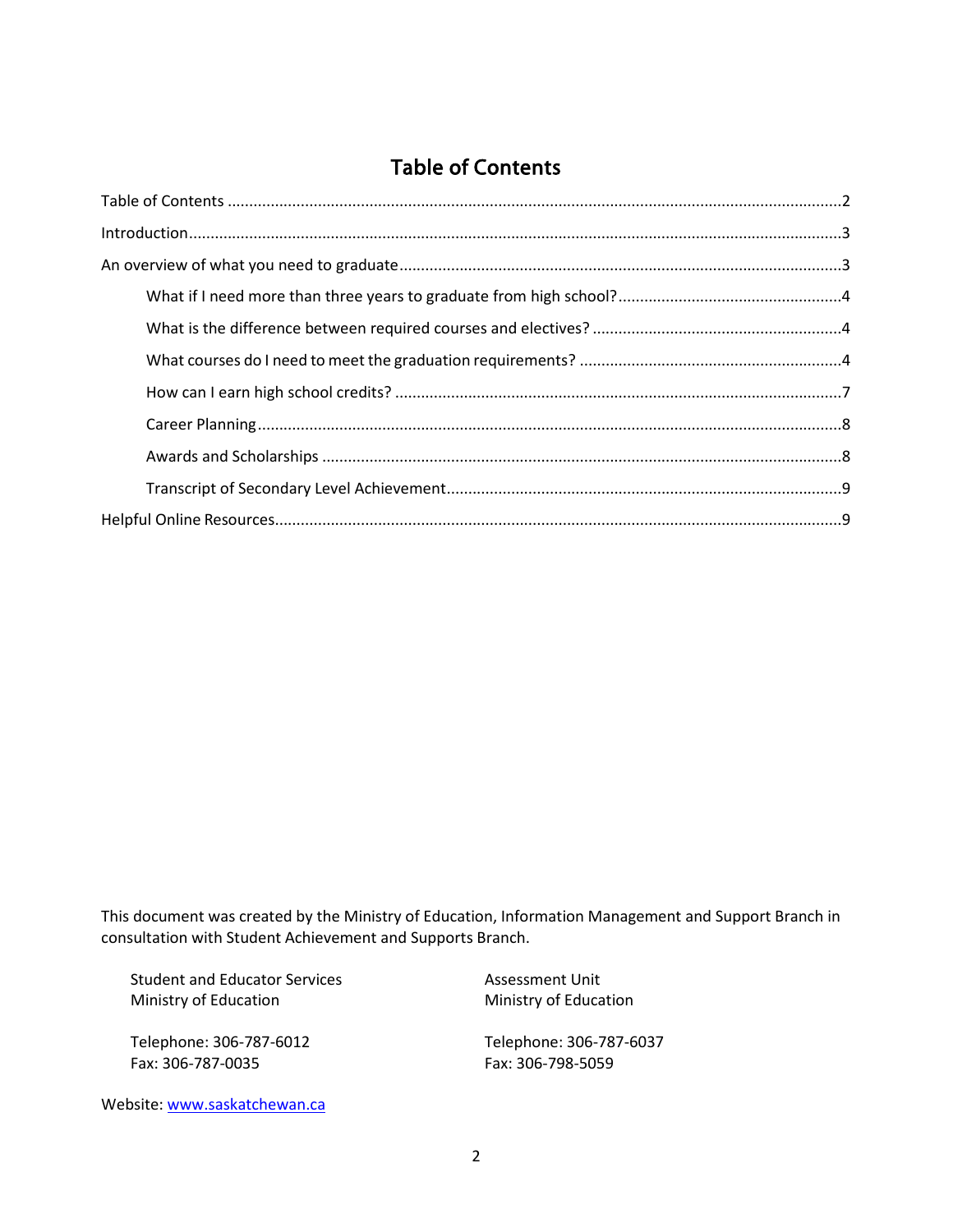# Table of Contents

Table of Contents .......... 2

Introduction .......... 3

An overview of what you need to graduate .......... 3

- What if I need more than three years to graduate from high school? .......... 4
- What is the difference between required courses and electives? .......... 4
- What courses do I need to meet the graduation requirements? .......... 4
- How can I earn high school credits? .......... 7
- Career Planning .......... 8
- Awards and Scholarships .......... 8
- Transcript of Secondary Level Achievement .......... 9

Helpful Online Resources .......... 9

This document was created by the Ministry of Education, Information Management and Support Branch in consultation with Student Achievement and Supports Branch.

Student and Educator Services
Ministry of Education

Telephone: 306-787-6012
Fax: 306-787-0035

Assessment Unit
Ministry of Education

Telephone: 306-787-6037
Fax: 306-798-5059

Website: [www.saskatchewan.ca](http://www.saskatchewan.ca)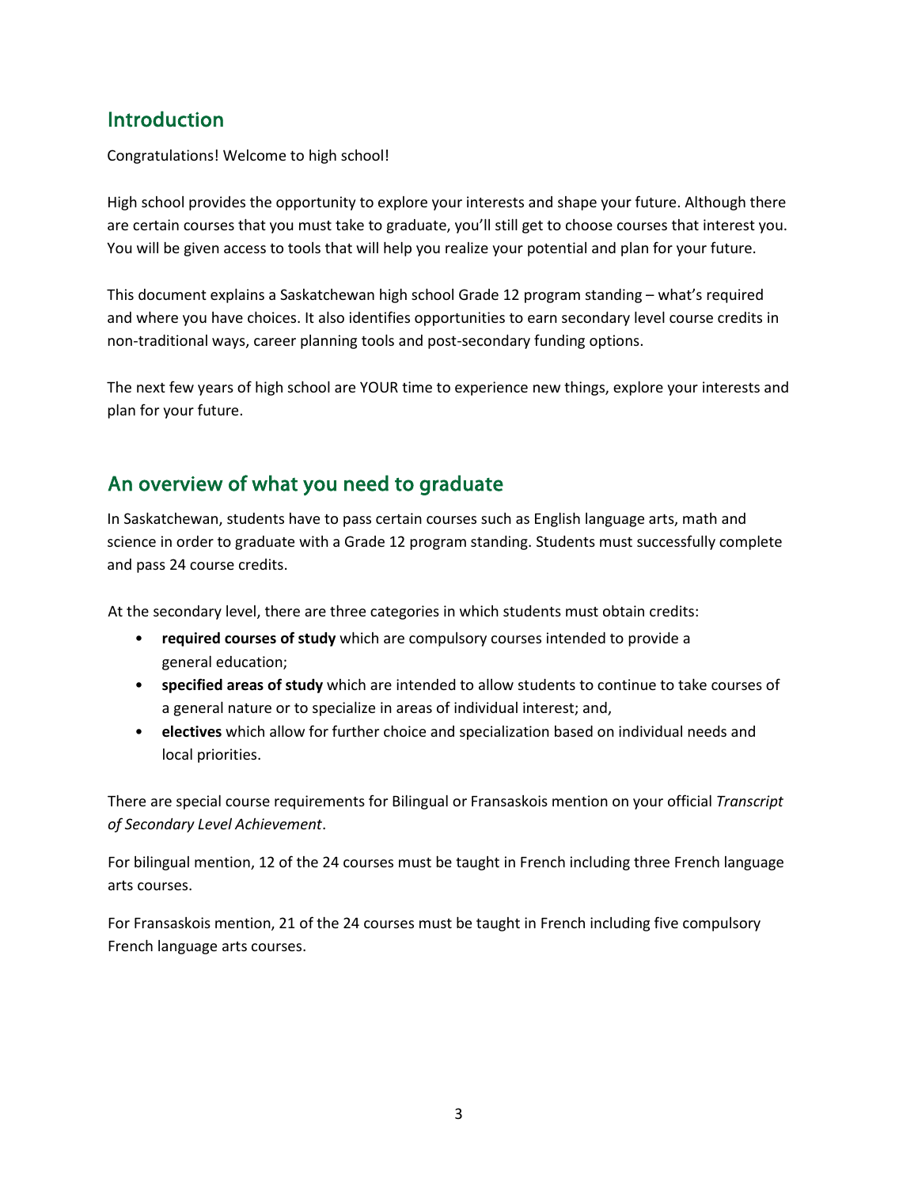## Introduction

Congratulations! Welcome to high school!

High school provides the opportunity to explore your interests and shape your future. Although there are certain courses that you must take to graduate, you'll still get to choose courses that interest you. You will be given access to tools that will help you realize your potential and plan for your future.

This document explains a Saskatchewan high school Grade 12 program standing – what's required and where you have choices. It also identifies opportunities to earn secondary level course credits in non-traditional ways, career planning tools and post-secondary funding options.

The next few years of high school are YOUR time to experience new things, explore your interests and plan for your future.

## An overview of what you need to graduate

In Saskatchewan, students have to pass certain courses such as English language arts, math and science in order to graduate with a Grade 12 program standing. Students must successfully complete and pass 24 course credits.

At the secondary level, there are three categories in which students must obtain credits:

- **required courses of study** which are compulsory courses intended to provide a general education;
- **specified areas of study** which are intended to allow students to continue to take courses of a general nature or to specialize in areas of individual interest; and,
- **electives** which allow for further choice and specialization based on individual needs and local priorities.

There are special course requirements for Bilingual or Fransaskois mention on your official *Transcript of Secondary Level Achievement*.

For bilingual mention, 12 of the 24 courses must be taught in French including three French language arts courses.

For Fransaskois mention, 21 of the 24 courses must be taught in French including five compulsory French language arts courses.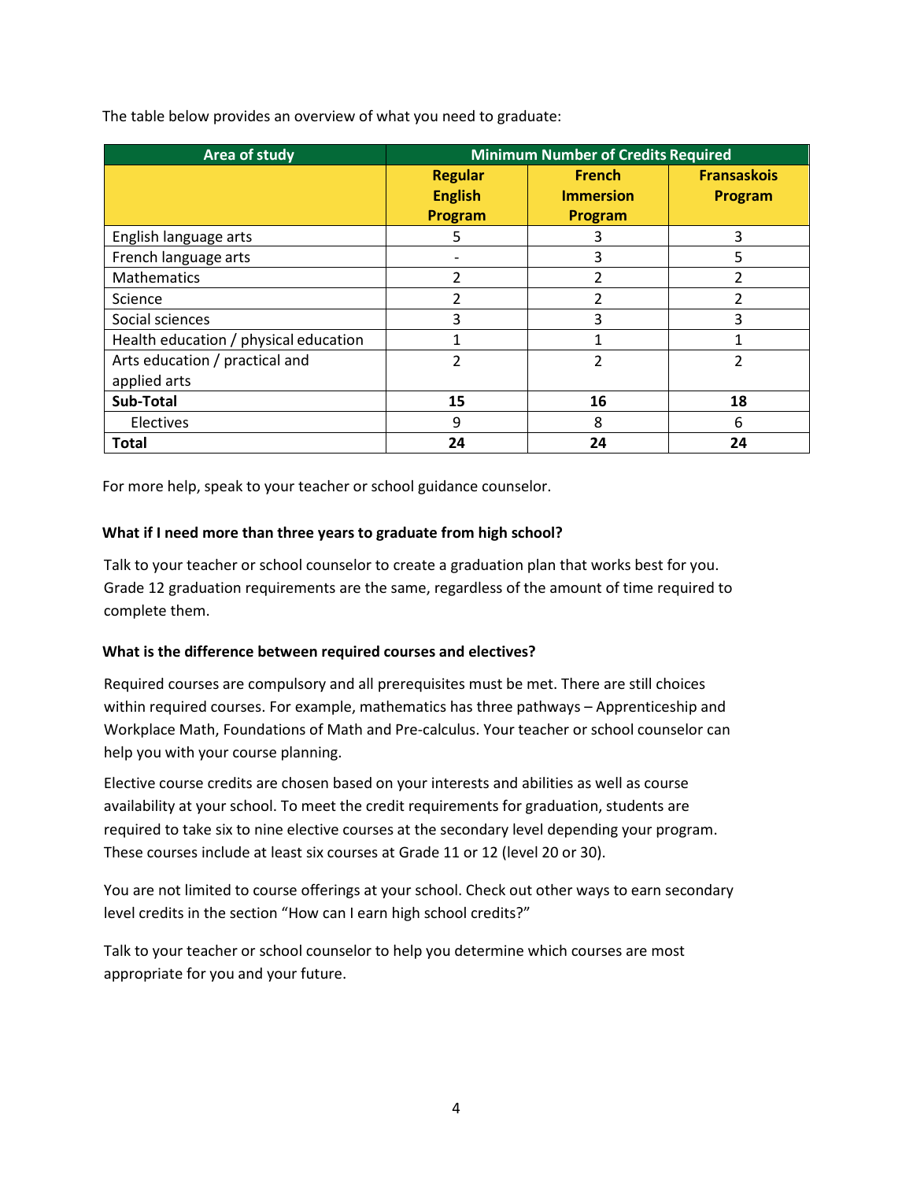The table below provides an overview of what you need to graduate:

| Area of study | Minimum Number of Credits Required | | |
|---|---|---|---|
| | Regular English Program | French Immersion Program | Fransaskois Program |
| English language arts | 5 | 3 | 3 |
| French language arts | - | 3 | 5 |
| Mathematics | 2 | 2 | 2 |
| Science | 2 | 2 | 2 |
| Social sciences | 3 | 3 | 3 |
| Health education / physical education | 1 | 1 | 1 |
| Arts education / practical and applied arts | 2 | 2 | 2 |
| **Sub-Total** | **15** | **16** | **18** |
| Electives | 9 | 8 | 6 |
| **Total** | **24** | **24** | **24** |

For more help, speak to your teacher or school guidance counselor.

**What if I need more than three years to graduate from high school?**

Talk to your teacher or school counselor to create a graduation plan that works best for you. Grade 12 graduation requirements are the same, regardless of the amount of time required to complete them.

**What is the difference between required courses and electives?**

Required courses are compulsory and all prerequisites must be met. There are still choices within required courses. For example, mathematics has three pathways – Apprenticeship and Workplace Math, Foundations of Math and Pre-calculus. Your teacher or school counselor can help you with your course planning.

Elective course credits are chosen based on your interests and abilities as well as course availability at your school. To meet the credit requirements for graduation, students are required to take six to nine elective courses at the secondary level depending your program. These courses include at least six courses at Grade 11 or 12 (level 20 or 30).

You are not limited to course offerings at your school. Check out other ways to earn secondary level credits in the section "How can I earn high school credits?"

Talk to your teacher or school counselor to help you determine which courses are most appropriate for you and your future.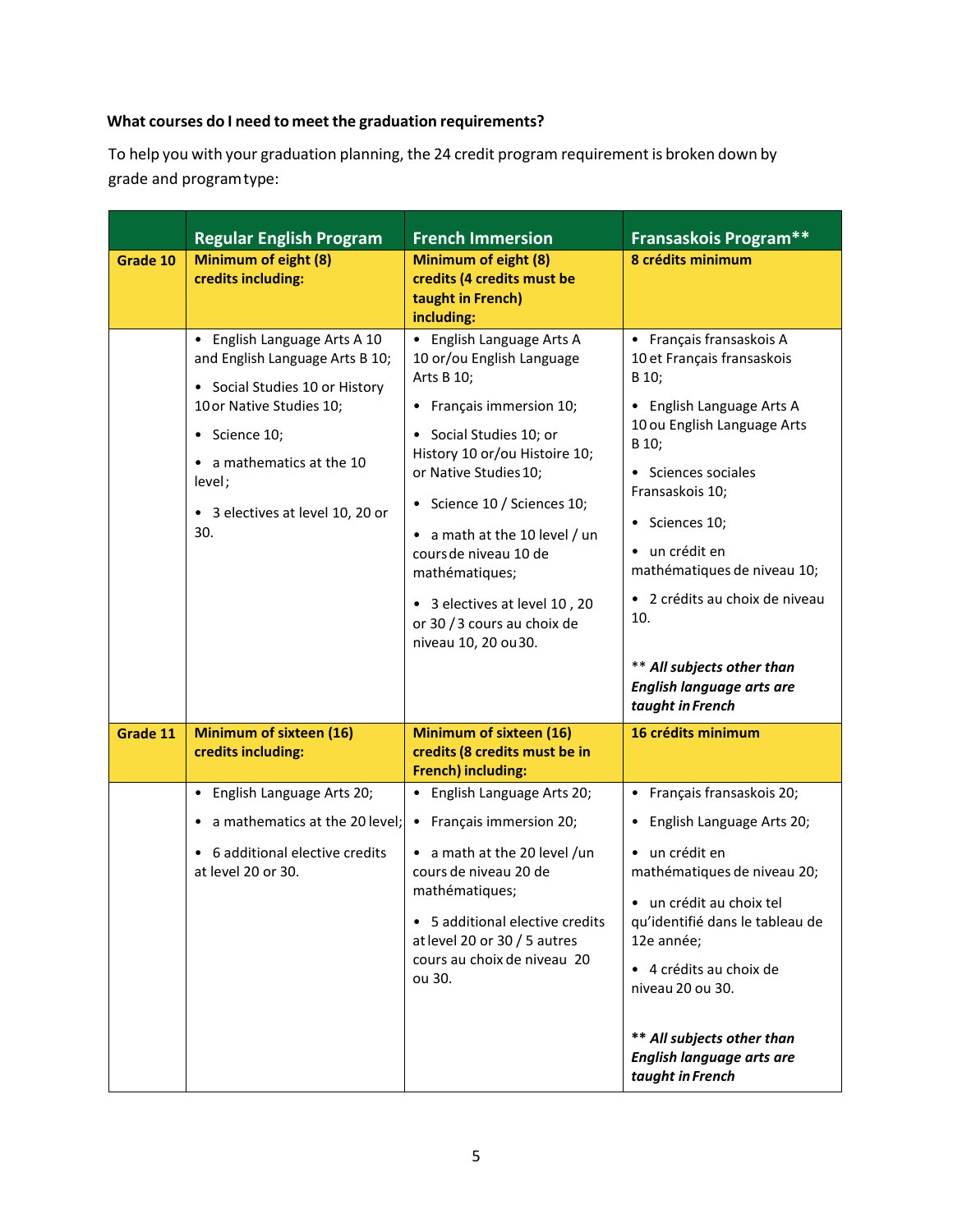**What courses do I need to meet the graduation requirements?**

To help you with your graduation planning, the 24 credit program requirement is broken down by grade and program type:

| | Regular English Program | French Immersion | Fransaskois Program** |
|---|---|---|---|
| **Grade 10** | **Minimum of eight (8) credits including:** | **Minimum of eight (8) credits (4 credits must be taught in French) including:** | **8 crédits minimum** |
| | • English Language Arts A 10 and English Language Arts B 10;<br>• Social Studies 10 or History 10 or Native Studies 10;<br>• Science 10;<br>• a mathematics at the 10 level;<br>• 3 electives at level 10, 20 or 30. | • English Language Arts A 10 or/ou English Language Arts B 10;<br>• Français immersion 10;<br>• Social Studies 10; or History 10 or/ou Histoire 10; or Native Studies 10;<br>• Science 10 / Sciences 10;<br>• a math at the 10 level / un cours de niveau 10 de mathématiques;<br>• 3 electives at level 10 , 20 or 30 / 3 cours au choix de niveau 10, 20 ou 30. | • Français fransaskois A 10 et Français fransaskois B 10;<br>• English Language Arts A 10 ou English Language Arts B 10;<br>• Sciences sociales Fransaskois 10;<br>• Sciences 10;<br>• un crédit en mathématiques de niveau 10;<br>• 2 crédits au choix de niveau 10.<br><br>** ***All subjects other than English language arts are taught in French*** |
| **Grade 11** | **Minimum of sixteen (16) credits including:** | **Minimum of sixteen (16) credits (8 credits must be in French) including:** | **16 crédits minimum** |
| | • English Language Arts 20;<br>• a mathematics at the 20 level;<br>• 6 additional elective credits at level 20 or 30. | • English Language Arts 20;<br>• Français immersion 20;<br>• a math at the 20 level /un cours de niveau 20 de mathématiques;<br>• 5 additional elective credits at level 20 or 30 / 5 autres cours au choix de niveau 20 ou 30. | • Français fransaskois 20;<br>• English Language Arts 20;<br>• un crédit en mathématiques de niveau 20;<br>• un crédit au choix tel qu'identifié dans le tableau de 12e année;<br>• 4 crédits au choix de niveau 20 ou 30.<br><br>***** All subjects other than English language arts are taught in French*** |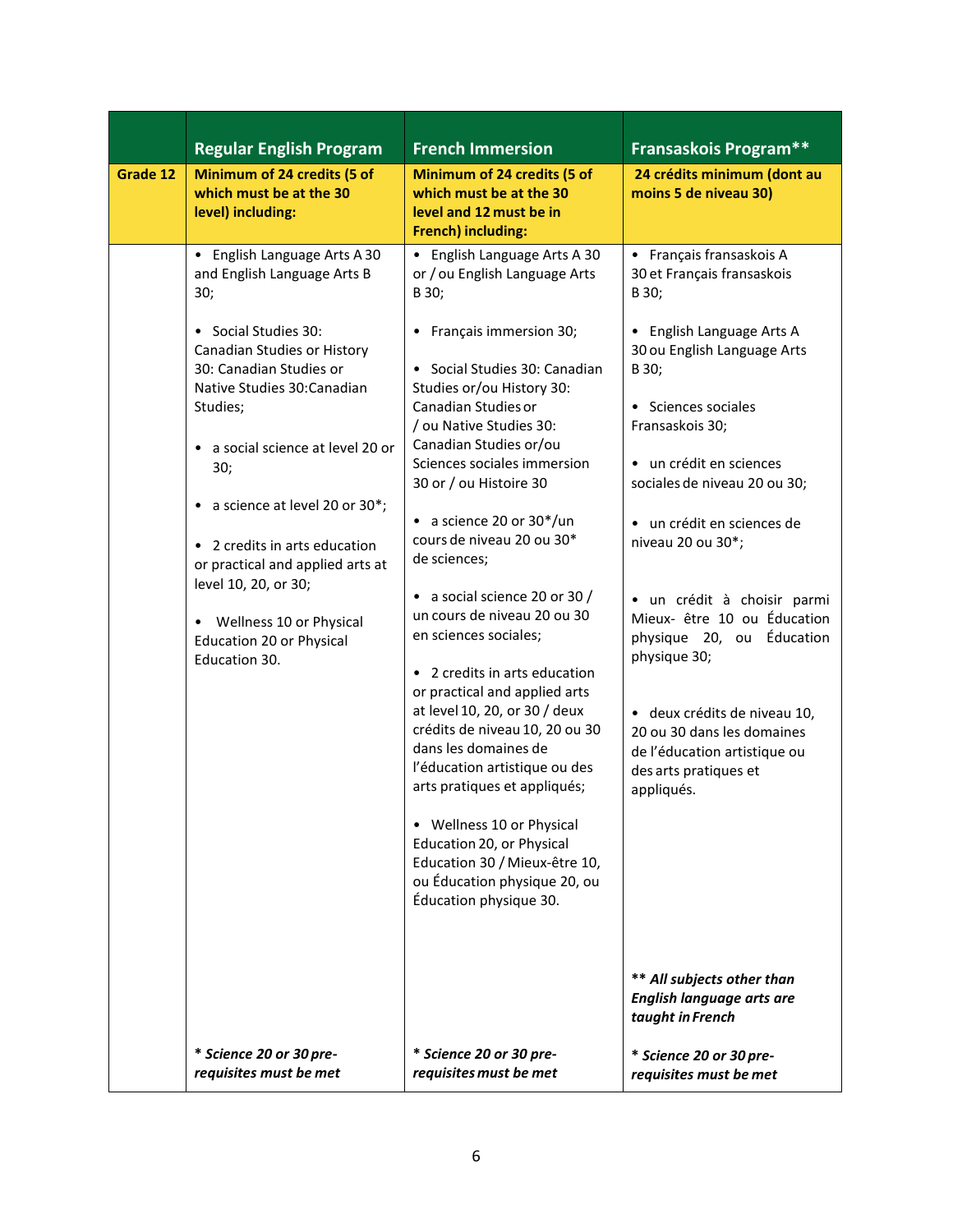| | Regular English Program | French Immersion | Fransaskois Program** |
|---|---|---|---|
| **Grade 12** | **Minimum of 24 credits (5 of which must be at the 30 level) including:** | **Minimum of 24 credits (5 of which must be at the 30 level and 12 must be in French) including:** | **24 crédits minimum (dont au moins 5 de niveau 30)** |
| | • English Language Arts A 30 and English Language Arts B 30;<br><br>• Social Studies 30: Canadian Studies or History 30: Canadian Studies or Native Studies 30:Canadian Studies;<br><br>• a social science at level 20 or 30;<br><br>• a science at level 20 or 30*;<br><br>• 2 credits in arts education or practical and applied arts at level 10, 20, or 30;<br><br>• Wellness 10 or Physical Education 20 or Physical Education 30.<br><br>***\* Science 20 or 30 pre-requisites must be met*** | • English Language Arts A 30 or / ou English Language Arts B 30;<br><br>• Français immersion 30;<br><br>• Social Studies 30: Canadian Studies or/ou History 30: Canadian Studies or / ou Native Studies 30: Canadian Studies or/ou Sciences sociales immersion 30 or / ou Histoire 30<br><br>• a science 20 or 30*/un cours de niveau 20 ou 30* de sciences;<br><br>• a social science 20 or 30 / un cours de niveau 20 ou 30 en sciences sociales;<br><br>• 2 credits in arts education or practical and applied arts at level 10, 20, or 30 / deux crédits de niveau 10, 20 ou 30 dans les domaines de l'éducation artistique ou des arts pratiques et appliqués;<br><br>• Wellness 10 or Physical Education 20, or Physical Education 30 / Mieux-être 10, ou Éducation physique 20, ou Éducation physique 30.<br><br>***\* Science 20 or 30 pre-requisites must be met*** | • Français fransaskois A 30 et Français fransaskois B 30;<br><br>• English Language Arts A 30 ou English Language Arts B 30;<br><br>• Sciences sociales Fransaskois 30;<br><br>• un crédit en sciences sociales de niveau 20 ou 30;<br><br>• un crédit en sciences de niveau 20 ou 30*;<br><br>• un crédit à choisir parmi Mieux- être 10 ou Éducation physique 20, ou Éducation physique 30;<br><br>• deux crédits de niveau 10, 20 ou 30 dans les domaines de l'éducation artistique ou des arts pratiques et appliqués.<br><br>***\*\* All subjects other than English language arts are taught in French***<br><br>***\* Science 20 or 30 pre-requisites must be met*** |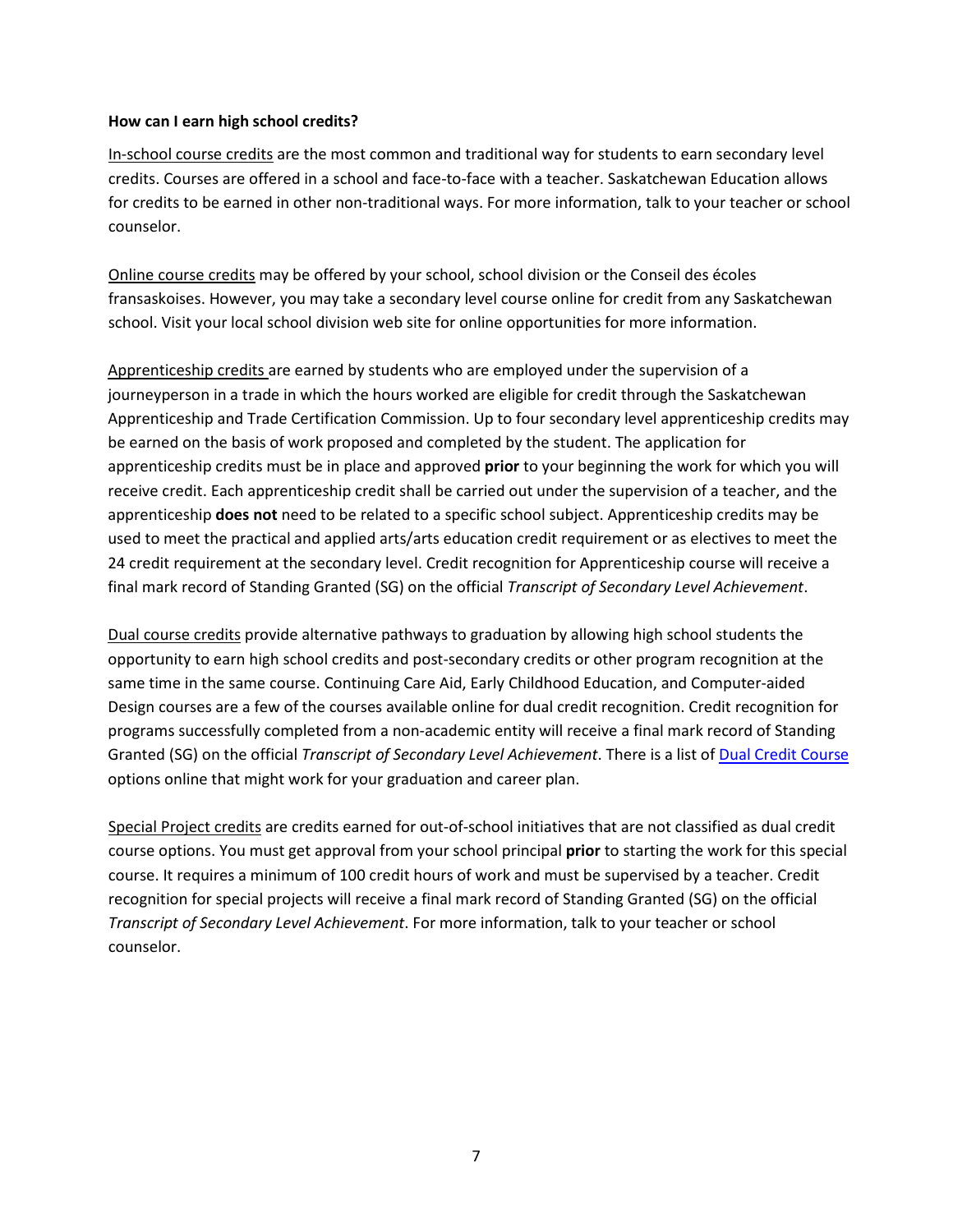**How can I earn high school credits?**

In-school course credits are the most common and traditional way for students to earn secondary level credits. Courses are offered in a school and face-to-face with a teacher. Saskatchewan Education allows for credits to be earned in other non-traditional ways. For more information, talk to your teacher or school counselor.

Online course credits may be offered by your school, school division or the Conseil des écoles fransaskoises. However, you may take a secondary level course online for credit from any Saskatchewan school. Visit your local school division web site for online opportunities for more information.

Apprenticeship credits are earned by students who are employed under the supervision of a journeyperson in a trade in which the hours worked are eligible for credit through the Saskatchewan Apprenticeship and Trade Certification Commission. Up to four secondary level apprenticeship credits may be earned on the basis of work proposed and completed by the student. The application for apprenticeship credits must be in place and approved **prior** to your beginning the work for which you will receive credit. Each apprenticeship credit shall be carried out under the supervision of a teacher, and the apprenticeship **does not** need to be related to a specific school subject. Apprenticeship credits may be used to meet the practical and applied arts/arts education credit requirement or as electives to meet the 24 credit requirement at the secondary level. Credit recognition for Apprenticeship course will receive a final mark record of Standing Granted (SG) on the official *Transcript of Secondary Level Achievement*.

Dual course credits provide alternative pathways to graduation by allowing high school students the opportunity to earn high school credits and post-secondary credits or other program recognition at the same time in the same course. Continuing Care Aid, Early Childhood Education, and Computer-aided Design courses are a few of the courses available online for dual credit recognition. Credit recognition for programs successfully completed from a non-academic entity will receive a final mark record of Standing Granted (SG) on the official *Transcript of Secondary Level Achievement*. There is a list of Dual Credit Course options online that might work for your graduation and career plan.

Special Project credits are credits earned for out-of-school initiatives that are not classified as dual credit course options. You must get approval from your school principal **prior** to starting the work for this special course. It requires a minimum of 100 credit hours of work and must be supervised by a teacher. Credit recognition for special projects will receive a final mark record of Standing Granted (SG) on the official *Transcript of Secondary Level Achievement*. For more information, talk to your teacher or school counselor.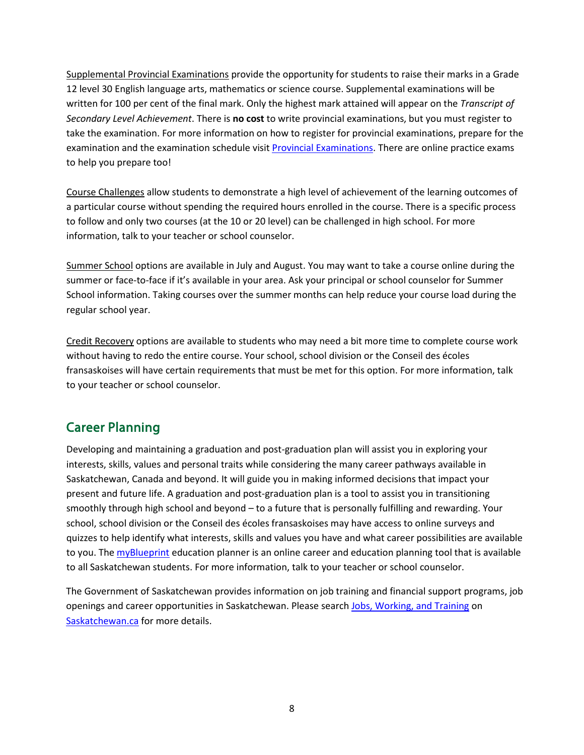Supplemental Provincial Examinations provide the opportunity for students to raise their marks in a Grade 12 level 30 English language arts, mathematics or science course. Supplemental examinations will be written for 100 per cent of the final mark. Only the highest mark attained will appear on the *Transcript of Secondary Level Achievement*. There is **no cost** to write provincial examinations, but you must register to take the examination. For more information on how to register for provincial examinations, prepare for the examination and the examination schedule visit Provincial Examinations. There are online practice exams to help you prepare too!

Course Challenges allow students to demonstrate a high level of achievement of the learning outcomes of a particular course without spending the required hours enrolled in the course. There is a specific process to follow and only two courses (at the 10 or 20 level) can be challenged in high school. For more information, talk to your teacher or school counselor.

Summer School options are available in July and August. You may want to take a course online during the summer or face-to-face if it's available in your area. Ask your principal or school counselor for Summer School information. Taking courses over the summer months can help reduce your course load during the regular school year.

Credit Recovery options are available to students who may need a bit more time to complete course work without having to redo the entire course. Your school, school division or the Conseil des écoles fransaskoises will have certain requirements that must be met for this option. For more information, talk to your teacher or school counselor.

## Career Planning

Developing and maintaining a graduation and post-graduation plan will assist you in exploring your interests, skills, values and personal traits while considering the many career pathways available in Saskatchewan, Canada and beyond. It will guide you in making informed decisions that impact your present and future life. A graduation and post-graduation plan is a tool to assist you in transitioning smoothly through high school and beyond – to a future that is personally fulfilling and rewarding. Your school, school division or the Conseil des écoles fransaskoises may have access to online surveys and quizzes to help identify what interests, skills and values you have and what career possibilities are available to you. The myBlueprint education planner is an online career and education planning tool that is available to all Saskatchewan students. For more information, talk to your teacher or school counselor.

The Government of Saskatchewan provides information on job training and financial support programs, job openings and career opportunities in Saskatchewan. Please search Jobs, Working, and Training on Saskatchewan.ca for more details.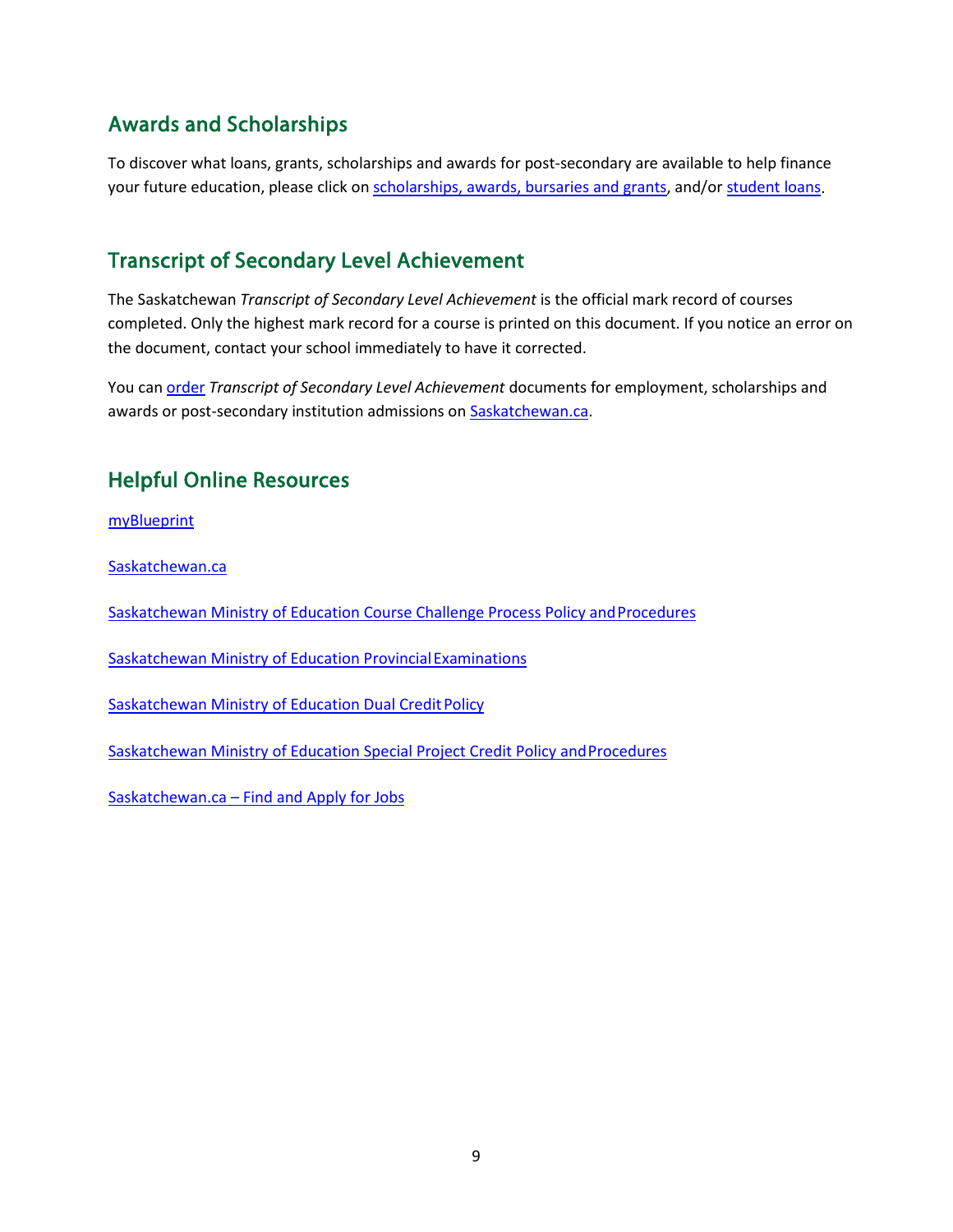## Awards and Scholarships

To discover what loans, grants, scholarships and awards for post-secondary are available to help finance your future education, please click on scholarships, awards, bursaries and grants, and/or student loans.

## Transcript of Secondary Level Achievement

The Saskatchewan *Transcript of Secondary Level Achievement* is the official mark record of courses completed. Only the highest mark record for a course is printed on this document. If you notice an error on the document, contact your school immediately to have it corrected.

You can order *Transcript of Secondary Level Achievement* documents for employment, scholarships and awards or post-secondary institution admissions on Saskatchewan.ca.

## Helpful Online Resources

myBlueprint

Saskatchewan.ca

Saskatchewan Ministry of Education Course Challenge Process Policy and Procedures

Saskatchewan Ministry of Education Provincial Examinations

Saskatchewan Ministry of Education Dual Credit Policy

Saskatchewan Ministry of Education Special Project Credit Policy and Procedures

Saskatchewan.ca – Find and Apply for Jobs